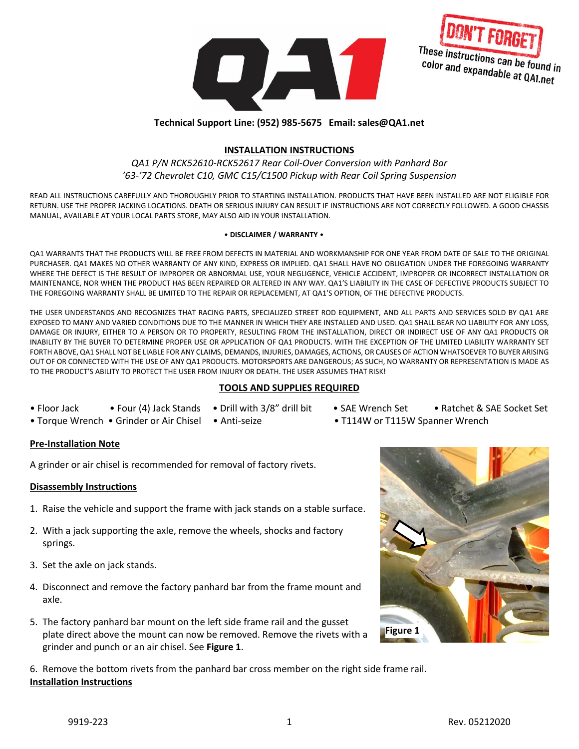DON'T FORGET
These instructions can be found in color and expandable at QA1.net

**Technical Support Line: (952) 985-5675 Email: sales@QA1.net**

## INSTALLATION INSTRUCTIONS

*QA1 P/N RCK52610-RCK52617 Rear Coil-Over Conversion with Panhard Bar*
*'63-'72 Chevrolet C10, GMC C15/C1500 Pickup with Rear Coil Spring Suspension*

READ ALL INSTRUCTIONS CAREFULLY AND THOROUGHLY PRIOR TO STARTING INSTALLATION. PRODUCTS THAT HAVE BEEN INSTALLED ARE NOT ELIGIBLE FOR RETURN. USE THE PROPER JACKING LOCATIONS. DEATH OR SERIOUS INJURY CAN RESULT IF INSTRUCTIONS ARE NOT CORRECTLY FOLLOWED. A GOOD CHASSIS MANUAL, AVAILABLE AT YOUR LOCAL PARTS STORE, MAY ALSO AID IN YOUR INSTALLATION.

**• DISCLAIMER / WARRANTY •**

QA1 WARRANTS THAT THE PRODUCTS WILL BE FREE FROM DEFECTS IN MATERIAL AND WORKMANSHIP FOR ONE YEAR FROM DATE OF SALE TO THE ORIGINAL PURCHASER. QA1 MAKES NO OTHER WARRANTY OF ANY KIND, EXPRESS OR IMPLIED. QA1 SHALL HAVE NO OBLIGATION UNDER THE FOREGOING WARRANTY WHERE THE DEFECT IS THE RESULT OF IMPROPER OR ABNORMAL USE, YOUR NEGLIGENCE, VEHICLE ACCIDENT, IMPROPER OR INCORRECT INSTALLATION OR MAINTENANCE, NOR WHEN THE PRODUCT HAS BEEN REPAIRED OR ALTERED IN ANY WAY. QA1'S LIABILITY IN THE CASE OF DEFECTIVE PRODUCTS SUBJECT TO THE FOREGOING WARRANTY SHALL BE LIMITED TO THE REPAIR OR REPLACEMENT, AT QA1'S OPTION, OF THE DEFECTIVE PRODUCTS.

THE USER UNDERSTANDS AND RECOGNIZES THAT RACING PARTS, SPECIALIZED STREET ROD EQUIPMENT, AND ALL PARTS AND SERVICES SOLD BY QA1 ARE EXPOSED TO MANY AND VARIED CONDITIONS DUE TO THE MANNER IN WHICH THEY ARE INSTALLED AND USED. QA1 SHALL BEAR NO LIABILITY FOR ANY LOSS, DAMAGE OR INJURY, EITHER TO A PERSON OR TO PROPERTY, RESULTING FROM THE INSTALLATION, DIRECT OR INDIRECT USE OF ANY QA1 PRODUCTS OR INABILITY BY THE BUYER TO DETERMINE PROPER USE OR APPLICATION OF QA1 PRODUCTS. WITH THE EXCEPTION OF THE LIMITED LIABILITY WARRANTY SET FORTH ABOVE, QA1 SHALL NOT BE LIABLE FOR ANY CLAIMS, DEMANDS, INJURIES, DAMAGES, ACTIONS, OR CAUSES OF ACTION WHATSOEVER TO BUYER ARISING OUT OF OR CONNECTED WITH THE USE OF ANY QA1 PRODUCTS. MOTORSPORTS ARE DANGEROUS; AS SUCH, NO WARRANTY OR REPRESENTATION IS MADE AS TO THE PRODUCT'S ABILITY TO PROTECT THE USER FROM INJURY OR DEATH. THE USER ASSUMES THAT RISK!

## TOOLS AND SUPPLIES REQUIRED

- Floor Jack
- Four (4) Jack Stands
- Drill with 3/8" drill bit
- SAE Wrench Set
- Ratchet & SAE Socket Set
- Torque Wrench
- Grinder or Air Chisel
- Anti-seize
- T114W or T115W Spanner Wrench

### Pre-Installation Note

A grinder or air chisel is recommended for removal of factory rivets.

### Disassembly Instructions

1. Raise the vehicle and support the frame with jack stands on a stable surface.
2. With a jack supporting the axle, remove the wheels, shocks and factory springs.
3. Set the axle on jack stands.
4. Disconnect and remove the factory panhard bar from the frame mount and axle.
5. The factory panhard bar mount on the left side frame rail and the gusset plate direct above the mount can now be removed. Remove the rivets with a grinder and punch or an air chisel. See **Figure 1**.
6. Remove the bottom rivets from the panhard bar cross member on the right side frame rail.

**Figure 1**

### Installation Instructions

9919-223 Rev. 05212020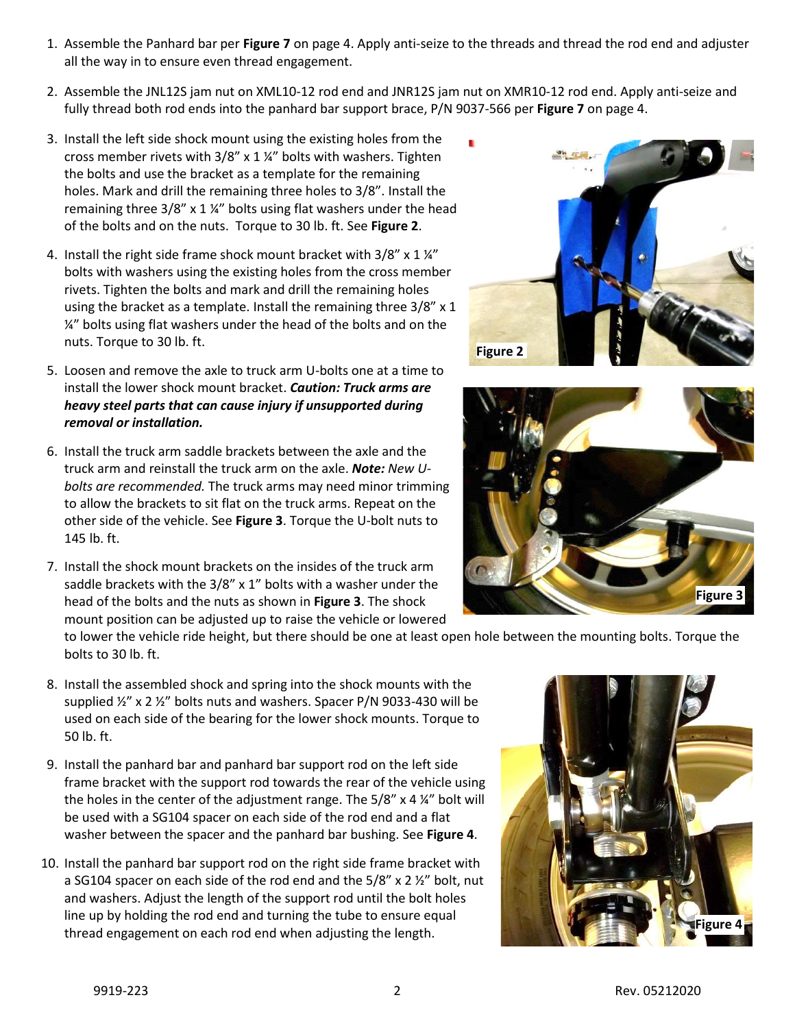1. Assemble the Panhard bar per **Figure 7** on page 4. Apply anti-seize to the threads and thread the rod end and adjuster all the way in to ensure even thread engagement.

2. Assemble the JNL12S jam nut on XML10-12 rod end and JNR12S jam nut on XMR10-12 rod end. Apply anti-seize and fully thread both rod ends into the panhard bar support brace, P/N 9037-566 per **Figure 7** on page 4.

3. Install the left side shock mount using the existing holes from the cross member rivets with 3/8" x 1 ¼" bolts with washers. Tighten the bolts and use the bracket as a template for the remaining holes. Mark and drill the remaining three holes to 3/8". Install the remaining three 3/8" x 1 ¼" bolts using flat washers under the head of the bolts and on the nuts. Torque to 30 lb. ft. See **Figure 2**.

4. Install the right side frame shock mount bracket with 3/8" x 1 ¼" bolts with washers using the existing holes from the cross member rivets. Tighten the bolts and mark and drill the remaining holes using the bracket as a template. Install the remaining three 3/8" x 1 ¼" bolts using flat washers under the head of the bolts and on the nuts. Torque to 30 lb. ft.

5. Loosen and remove the axle to truck arm U-bolts one at a time to install the lower shock mount bracket. ***Caution: Truck arms are heavy steel parts that can cause injury if unsupported during removal or installation.***

6. Install the truck arm saddle brackets between the axle and the truck arm and reinstall the truck arm on the axle. ***Note:*** *New U-bolts are recommended.* The truck arms may need minor trimming to allow the brackets to sit flat on the truck arms. Repeat on the other side of the vehicle. See **Figure 3**. Torque the U-bolt nuts to 145 lb. ft.

7. Install the shock mount brackets on the insides of the truck arm saddle brackets with the 3/8" x 1" bolts with a washer under the head of the bolts and the nuts as shown in **Figure 3**. The shock mount position can be adjusted up to raise the vehicle or lowered to lower the vehicle ride height, but there should be one at least open hole between the mounting bolts. Torque the bolts to 30 lb. ft.

8. Install the assembled shock and spring into the shock mounts with the supplied ½" x 2 ½" bolts nuts and washers. Spacer P/N 9033-430 will be used on each side of the bearing for the lower shock mounts. Torque to 50 lb. ft.

9. Install the panhard bar and panhard bar support rod on the left side frame bracket with the support rod towards the rear of the vehicle using the holes in the center of the adjustment range. The 5/8" x 4 ¼" bolt will be used with a SG104 spacer on each side of the rod end and a flat washer between the spacer and the panhard bar bushing. See **Figure 4**.

10. Install the panhard bar support rod on the right side frame bracket with a SG104 spacer on each side of the rod end and the 5/8" x 2 ½" bolt, nut and washers. Adjust the length of the support rod until the bolt holes line up by holding the rod end and turning the tube to ensure equal thread engagement on each rod end when adjusting the length.

Figure 2

Figure 3

Figure 4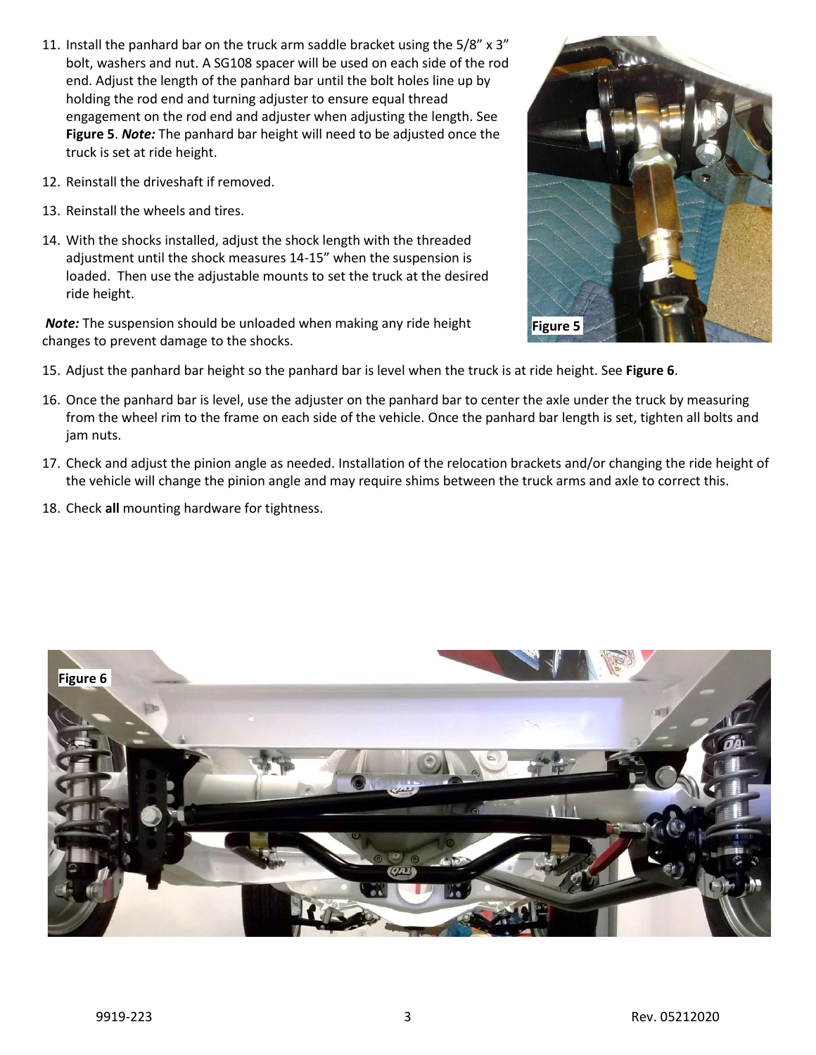11. Install the panhard bar on the truck arm saddle bracket using the 5/8" x 3" bolt, washers and nut. A SG108 spacer will be used on each side of the rod end. Adjust the length of the panhard bar until the bolt holes line up by holding the rod end and turning adjuster to ensure equal thread engagement on the rod end and adjuster when adjusting the length. See **Figure 5**. ***Note:*** The panhard bar height will need to be adjusted once the truck is set at ride height.

12. Reinstall the driveshaft if removed.

13. Reinstall the wheels and tires.

14. With the shocks installed, adjust the shock length with the threaded adjustment until the shock measures 14-15" when the suspension is loaded. Then use the adjustable mounts to set the truck at the desired ride height.

***Note:*** The suspension should be unloaded when making any ride height changes to prevent damage to the shocks.

Figure 5

15. Adjust the panhard bar height so the panhard bar is level when the truck is at ride height. See **Figure 6**.

16. Once the panhard bar is level, use the adjuster on the panhard bar to center the axle under the truck by measuring from the wheel rim to the frame on each side of the vehicle. Once the panhard bar length is set, tighten all bolts and jam nuts.

17. Check and adjust the pinion angle as needed. Installation of the relocation brackets and/or changing the ride height of the vehicle will change the pinion angle and may require shims between the truck arms and axle to correct this.

18. Check **all** mounting hardware for tightness.

Figure 6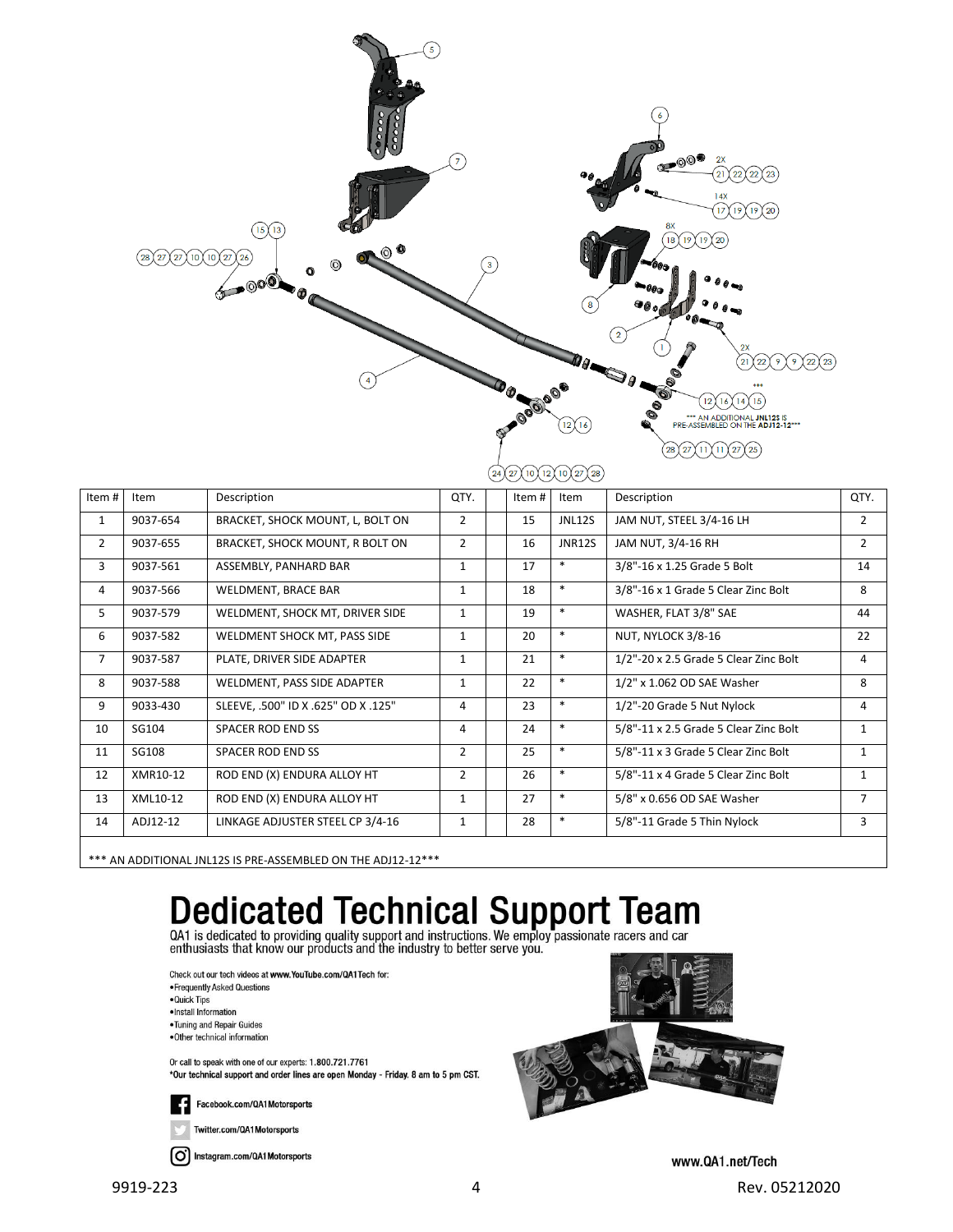| Item # | Item | Description | QTY. | | Item # | Item | Description | QTY. |
|---|---|---|---|---|---|---|---|---|
| 1 | 9037-654 | BRACKET, SHOCK MOUNT, L, BOLT ON | 2 | | 15 | JNL12S | JAM NUT, STEEL 3/4-16 LH | 2 |
| 2 | 9037-655 | BRACKET, SHOCK MOUNT, R BOLT ON | 2 | | 16 | JNR12S | JAM NUT, 3/4-16 RH | 2 |
| 3 | 9037-561 | ASSEMBLY, PANHARD BAR | 1 | | 17 | * | 3/8"-16 x 1.25 Grade 5 Bolt | 14 |
| 4 | 9037-566 | WELDMENT, BRACE BAR | 1 | | 18 | * | 3/8"-16 x 1 Grade 5 Clear Zinc Bolt | 8 |
| 5 | 9037-579 | WELDMENT, SHOCK MT, DRIVER SIDE | 1 | | 19 | * | WASHER, FLAT 3/8" SAE | 44 |
| 6 | 9037-582 | WELDMENT SHOCK MT, PASS SIDE | 1 | | 20 | * | NUT, NYLOCK 3/8-16 | 22 |
| 7 | 9037-587 | PLATE, DRIVER SIDE ADAPTER | 1 | | 21 | * | 1/2"-20 x 2.5 Grade 5 Clear Zinc Bolt | 4 |
| 8 | 9037-588 | WELDMENT, PASS SIDE ADAPTER | 1 | | 22 | * | 1/2" x 1.062 OD SAE Washer | 8 |
| 9 | 9033-430 | SLEEVE, .500" ID X .625" OD X .125" | 4 | | 23 | * | 1/2"-20 Grade 5 Nut Nylock | 4 |
| 10 | SG104 | SPACER ROD END SS | 4 | | 24 | * | 5/8"-11 x 2.5 Grade 5 Clear Zinc Bolt | 1 |
| 11 | SG108 | SPACER ROD END SS | 2 | | 25 | * | 5/8"-11 x 3 Grade 5 Clear Zinc Bolt | 1 |
| 12 | XMR10-12 | ROD END (X) ENDURA ALLOY HT | 2 | | 26 | * | 5/8"-11 x 4 Grade 5 Clear Zinc Bolt | 1 |
| 13 | XML10-12 | ROD END (X) ENDURA ALLOY HT | 1 | | 27 | * | 5/8" x 0.656 OD SAE Washer | 7 |
| 14 | ADJ12-12 | LINKAGE ADJUSTER STEEL CP 3/4-16 | 1 | | 28 | * | 5/8"-11 Grade 5 Thin Nylock | 3 |

*** AN ADDITIONAL JNL12S IS PRE-ASSEMBLED ON THE ADJ12-12***

# Dedicated Technical Support Team

QA1 is dedicated to providing quality support and instructions. We employ passionate racers and car enthusiasts that know our products and the industry to better serve you.

Check out our tech videos at www.YouTube.com/QA1Tech for:

- Frequently Asked Questions
- Quick Tips
- Install Information
- Tuning and Repair Guides
- Other technical information

Or call to speak with one of our experts: 1.800.721.7761
*Our technical support and order lines are open Monday - Friday, 8 am to 5 pm CST.

Facebook.com/QA1Motorsports

Twitter.com/QA1Motorsports

Instagram.com/QA1Motorsports

www.QA1.net/Tech

9919-223

Rev. 05212020